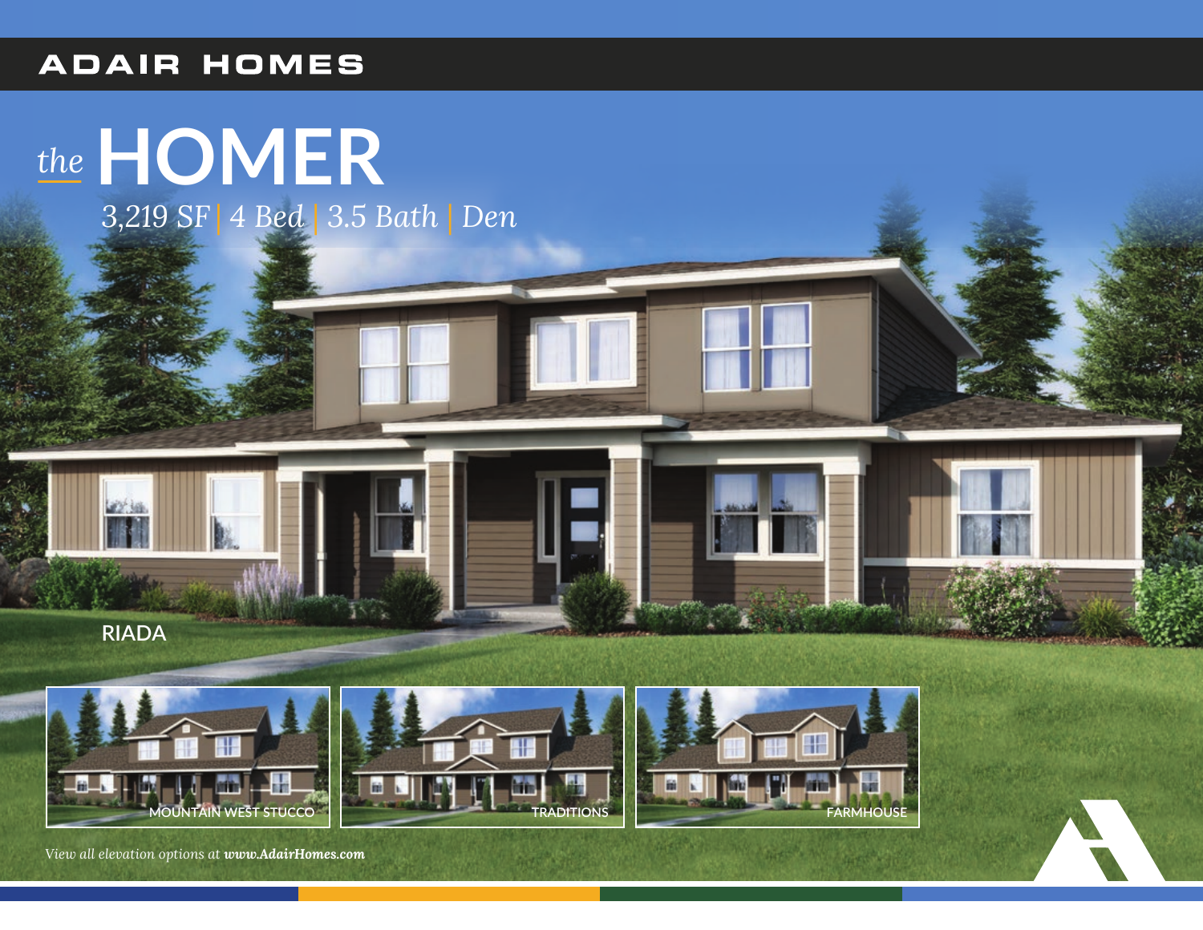ADAIR HOMES

# *the* HOMER

3,219 SF | 4 Bed | 3.5 Bath | Den

RIADA

MOUNTAIN WEST STUCCO

TRADITIONS

FARMHOUSE

*View all elevation options at **www.AdairHomes.com***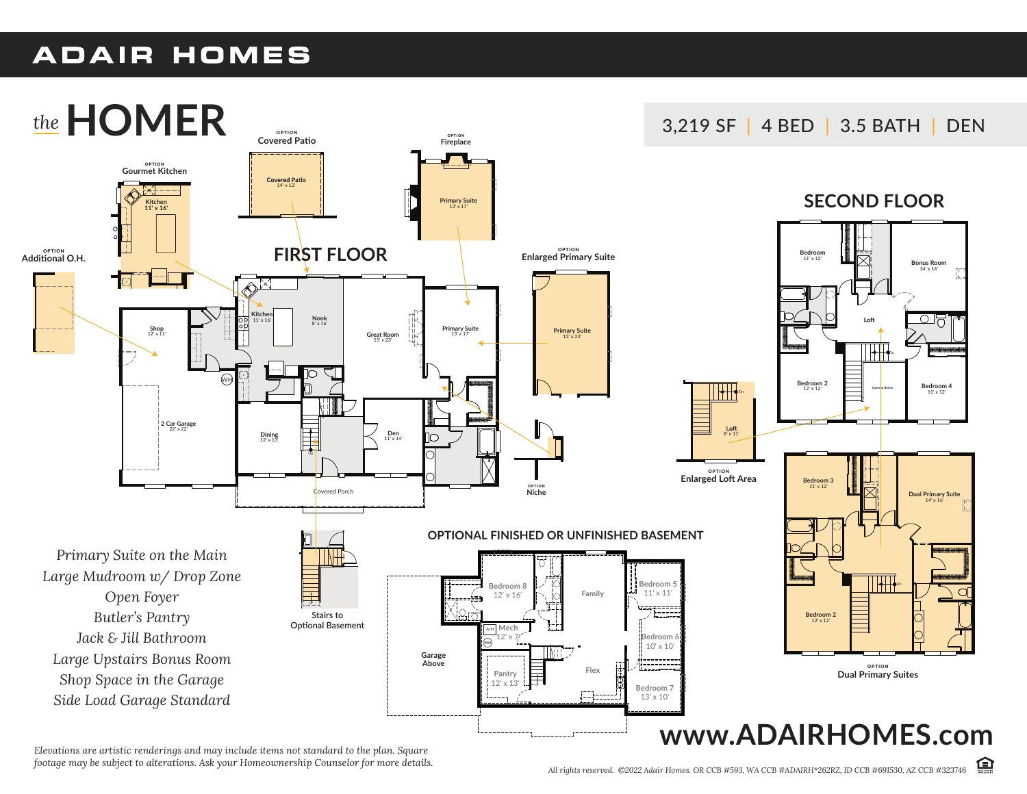# ADAIR HOMES

# the HOMER

3,219 SF | 4 BED | 3.5 BATH | DEN

## FIRST FLOOR

OPTION
Gourmet Kitchen

Kitchen
11' x 16'

OPTION
Covered Patio

Covered Patio
14' x 12'

OPTION
Fireplace

Primary Suite
13' x 17'

OPTION
Additional O.H.

OPTION
Enlarged Primary Suite

Primary Suite
13' x 23'

Shop
12' x 11'

Kitchen
11' x 16'

Nook
8' x 16'

Great Room
15' x 23'

Primary Suite
13' x 17'

2 Car Garage
22' x 22'

Dining
12' x 13'

Den
11' x 14'

Covered Porch

OPTION
Niche

Stairs to
Optional Basement

## SECOND FLOOR

Bedroom
11' x 12'

Bonus Room
14' x 16'

Loft

Bedroom 2
12' x 12'

Open to Below

Bedroom 4
11' x 12'

Loft
8' x 11'

OPTION
Enlarged Loft Area

Bedroom 3
11' x 12'

Dual Primary Suite
14' x 16'

Bedroom 2
12' x 12'

OPTION
Dual Primary Suites

## OPTIONAL FINISHED OR UNFINISHED BASEMENT

Bedroom 8
12' x 16'

Family

Bedroom 5
11' x 11'

Mech
12' x 7'

Bedroom 6
10' x 10'

Garage
Above

Pantry
12' x 13'

Flex

Bedroom 7
13' x 10'

*Primary Suite on the Main*
*Large Mudroom w/ Drop Zone*
*Open Foyer*
*Butler's Pantry*
*Jack & Jill Bathroom*
*Large Upstairs Bonus Room*
*Shop Space in the Garage*
*Side Load Garage Standard*

**www.ADAIRHOMES.com**

*Elevations are artistic renderings and may include items not standard to the plan. Square footage may be subject to alterations. Ask your Homeownership Counselor for more details.*

All rights reserved. ©2022 Adair Homes. OR CCB #593, WA CCB #ADAIRH*262RZ, ID CCB #691530, AZ CCB #323746